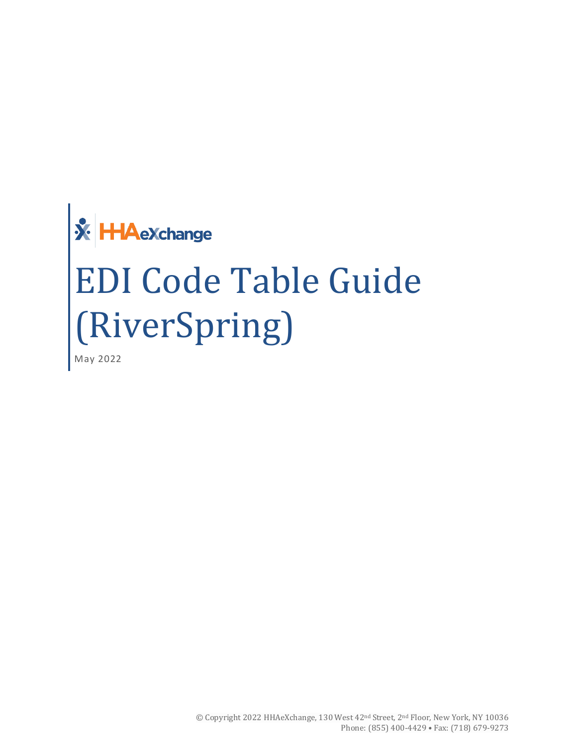HHAeXchange

# EDI Code Table Guide (RiverSpring)

May 2022

© Copyright 2022 HHAeXchange, 130 West 42nd Street, 2nd Floor, New York, NY 10036
Phone: (855) 400-4429 • Fax: (718) 679-9273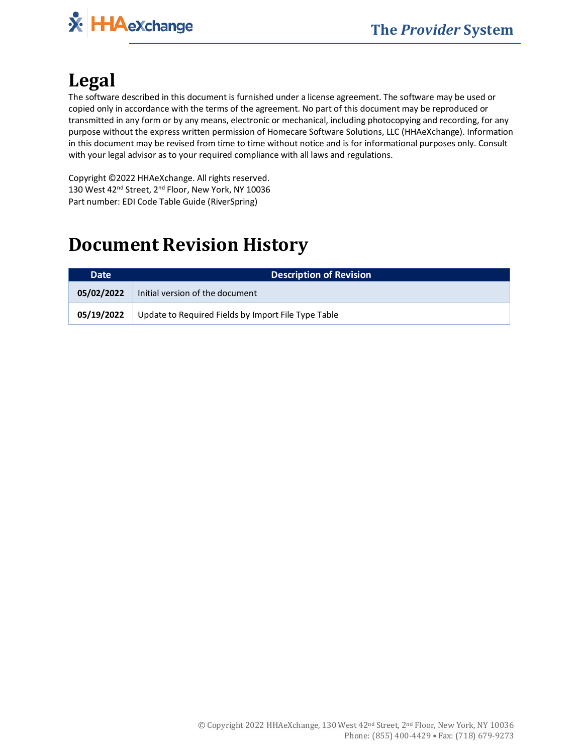# Legal

The software described in this document is furnished under a license agreement. The software may be used or copied only in accordance with the terms of the agreement. No part of this document may be reproduced or transmitted in any form or by any means, electronic or mechanical, including photocopying and recording, for any purpose without the express written permission of Homecare Software Solutions, LLC (HHAeXchange). Information in this document may be revised from time to time without notice and is for informational purposes only. Consult with your legal advisor as to your required compliance with all laws and regulations.

Copyright ©2022 HHAeXchange. All rights reserved.
130 West 42nd Street, 2nd Floor, New York, NY 10036
Part number: EDI Code Table Guide (RiverSpring)

# Document Revision History

| Date | Description of Revision |
|---|---|
| **05/02/2022** | Initial version of the document |
| **05/19/2022** | Update to Required Fields by Import File Type Table |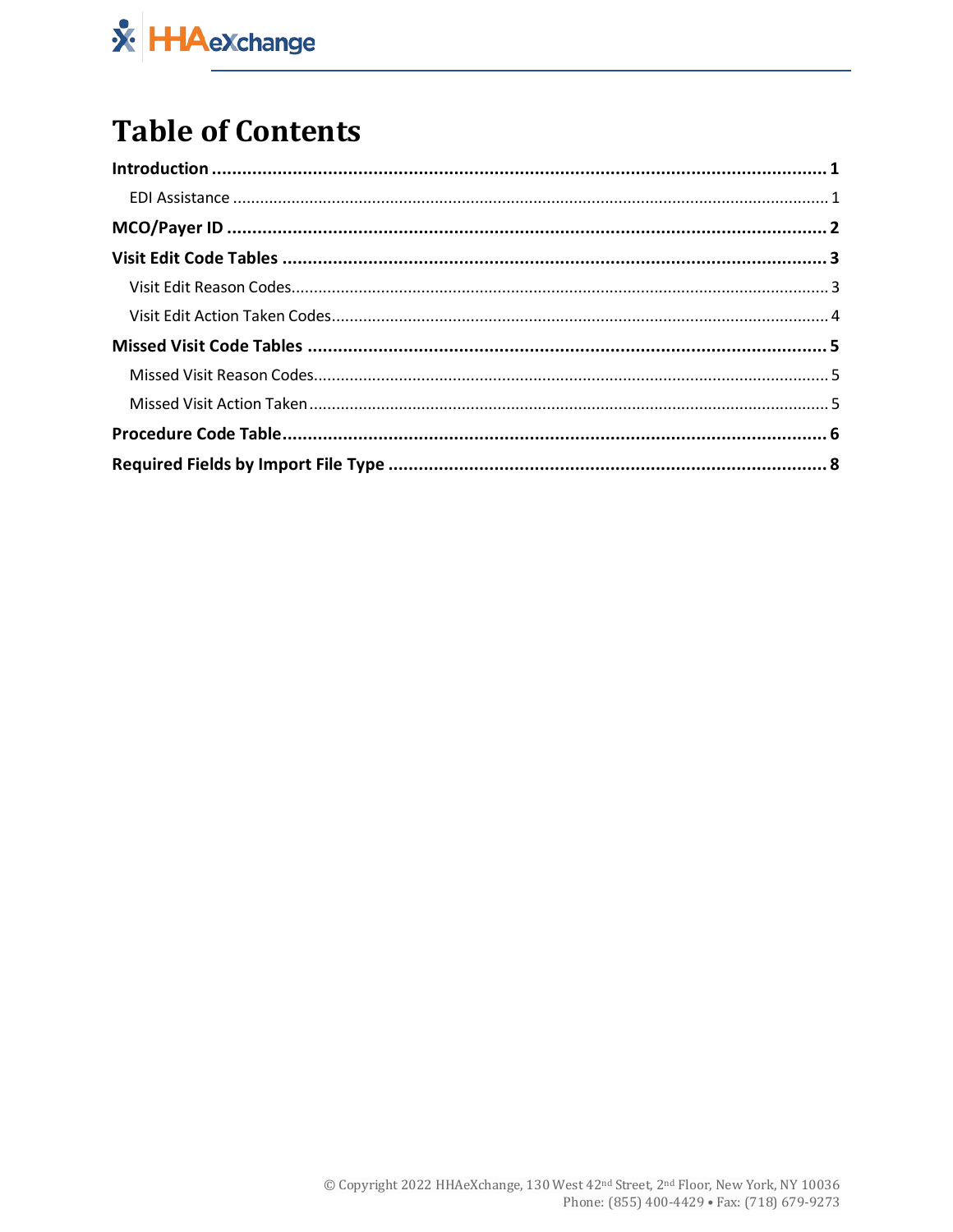# Table of Contents

**Introduction** ..... **1**

- EDI Assistance ..... 1

**MCO/Payer ID** ..... **2**

**Visit Edit Code Tables** ..... **3**

- Visit Edit Reason Codes ..... 3
- Visit Edit Action Taken Codes ..... 4

**Missed Visit Code Tables** ..... **5**

- Missed Visit Reason Codes ..... 5
- Missed Visit Action Taken ..... 5

**Procedure Code Table** ..... **6**

**Required Fields by Import File Type** ..... **8**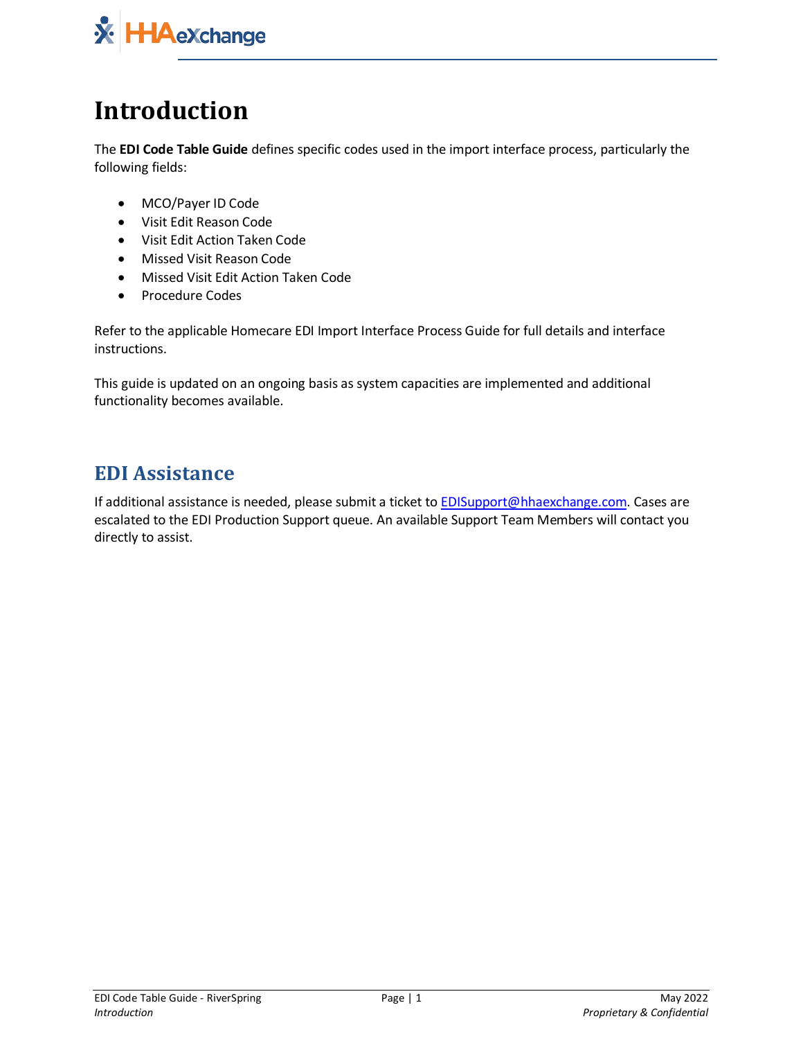# Introduction

The **EDI Code Table Guide** defines specific codes used in the import interface process, particularly the following fields:

- MCO/Payer ID Code
- Visit Edit Reason Code
- Visit Edit Action Taken Code
- Missed Visit Reason Code
- Missed Visit Edit Action Taken Code
- Procedure Codes

Refer to the applicable Homecare EDI Import Interface Process Guide for full details and interface instructions.

This guide is updated on an ongoing basis as system capacities are implemented and additional functionality becomes available.

## EDI Assistance

If additional assistance is needed, please submit a ticket to EDISupport@hhaexchange.com. Cases are escalated to the EDI Production Support queue. An available Support Team Members will contact you directly to assist.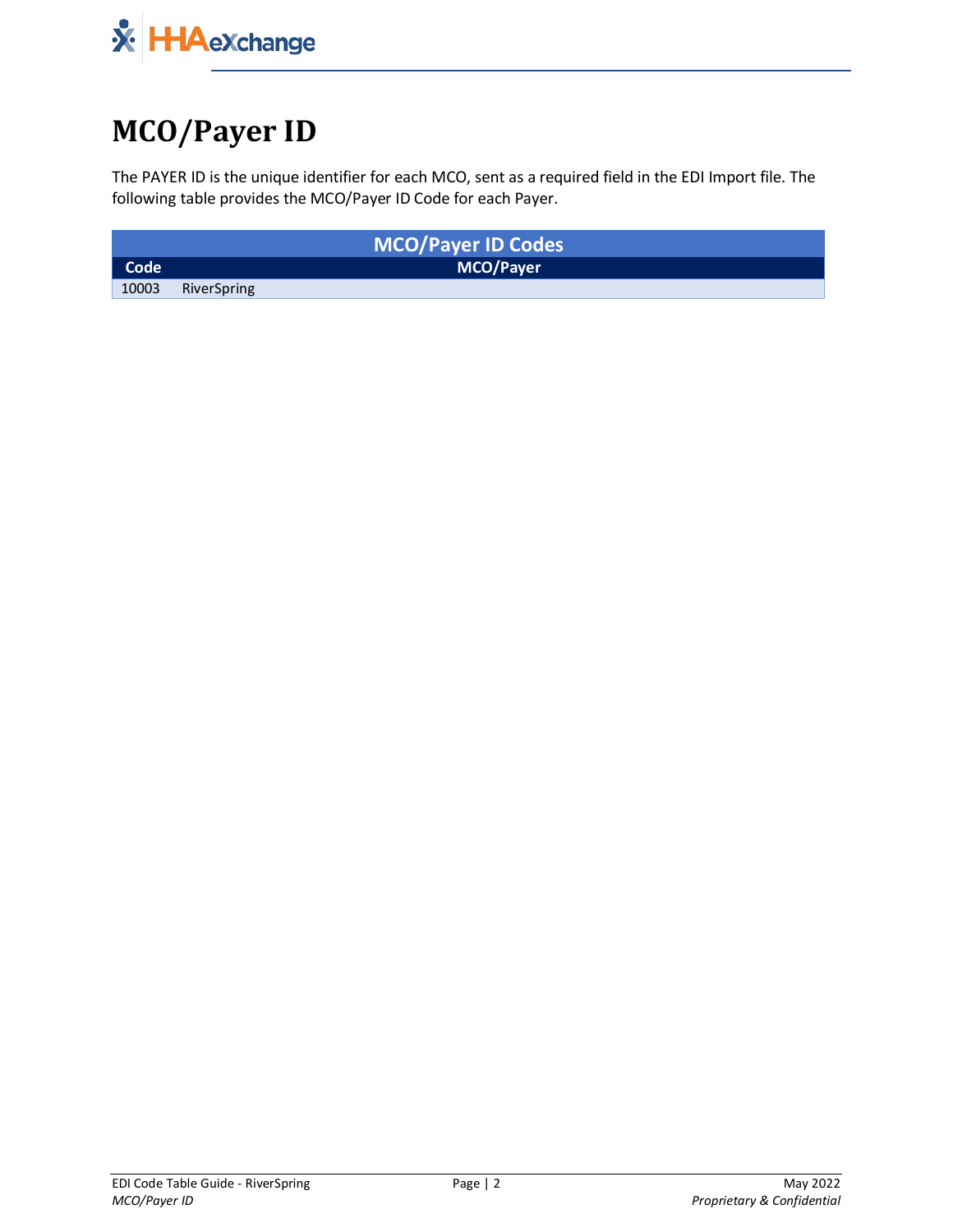# MCO/Payer ID

The PAYER ID is the unique identifier for each MCO, sent as a required field in the EDI Import file. The following table provides the MCO/Payer ID Code for each Payer.

| MCO/Payer ID Codes | |
|---|---|
| **Code** | **MCO/Payer** |
| 10003 | RiverSpring |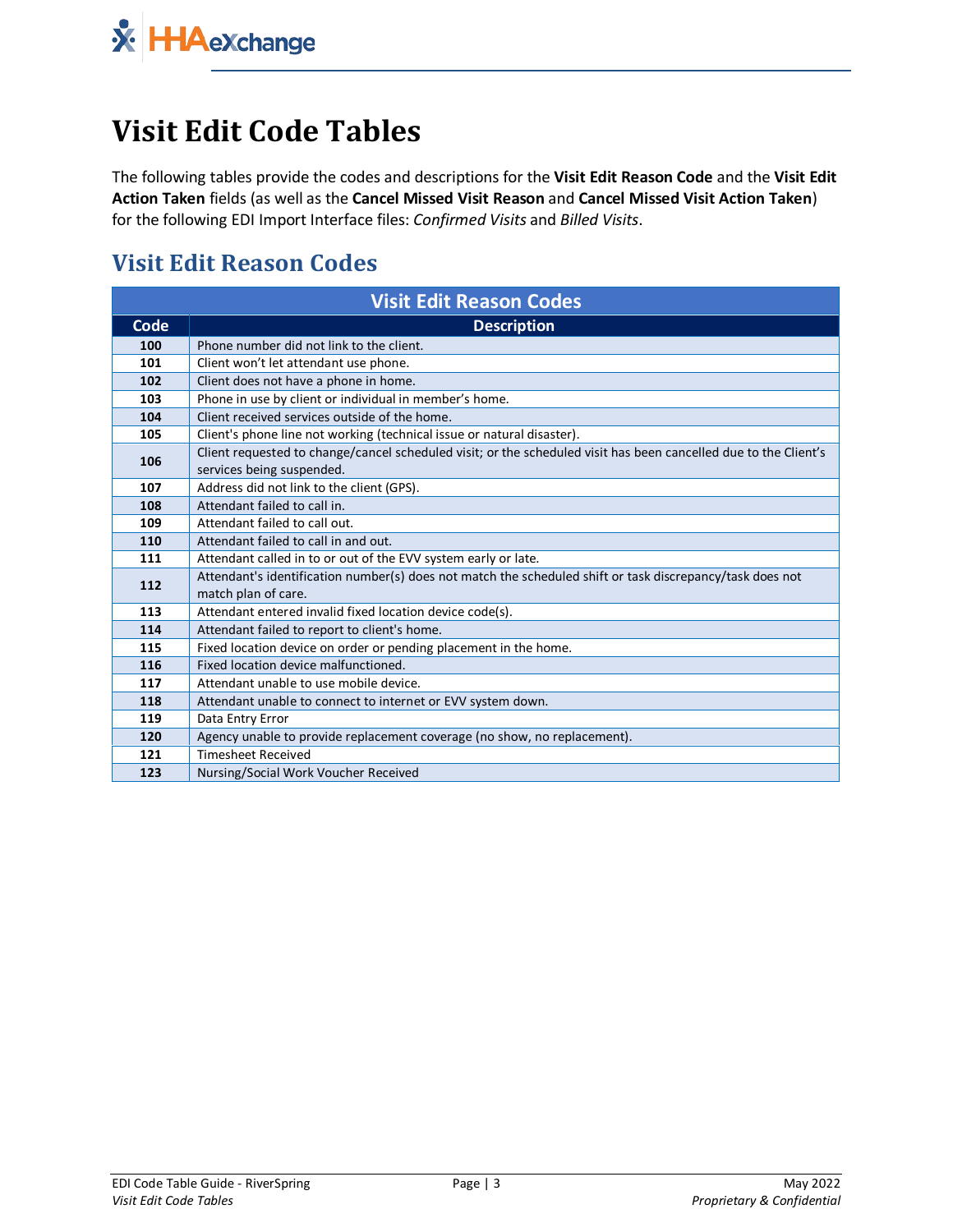# Visit Edit Code Tables

The following tables provide the codes and descriptions for the **Visit Edit Reason Code** and the **Visit Edit Action Taken** fields (as well as the **Cancel Missed Visit Reason** and **Cancel Missed Visit Action Taken**) for the following EDI Import Interface files: *Confirmed Visits* and *Billed Visits*.

## Visit Edit Reason Codes

| Visit Edit Reason Codes | |
|---|---|
| **Code** | **Description** |
| **100** | Phone number did not link to the client. |
| **101** | Client won't let attendant use phone. |
| **102** | Client does not have a phone in home. |
| **103** | Phone in use by client or individual in member's home. |
| **104** | Client received services outside of the home. |
| **105** | Client's phone line not working (technical issue or natural disaster). |
| **106** | Client requested to change/cancel scheduled visit; or the scheduled visit has been cancelled due to the Client's services being suspended. |
| **107** | Address did not link to the client (GPS). |
| **108** | Attendant failed to call in. |
| **109** | Attendant failed to call out. |
| **110** | Attendant failed to call in and out. |
| **111** | Attendant called in to or out of the EVV system early or late. |
| **112** | Attendant's identification number(s) does not match the scheduled shift or task discrepancy/task does not match plan of care. |
| **113** | Attendant entered invalid fixed location device code(s). |
| **114** | Attendant failed to report to client's home. |
| **115** | Fixed location device on order or pending placement in the home. |
| **116** | Fixed location device malfunctioned. |
| **117** | Attendant unable to use mobile device. |
| **118** | Attendant unable to connect to internet or EVV system down. |
| **119** | Data Entry Error |
| **120** | Agency unable to provide replacement coverage (no show, no replacement). |
| **121** | Timesheet Received |
| **123** | Nursing/Social Work Voucher Received |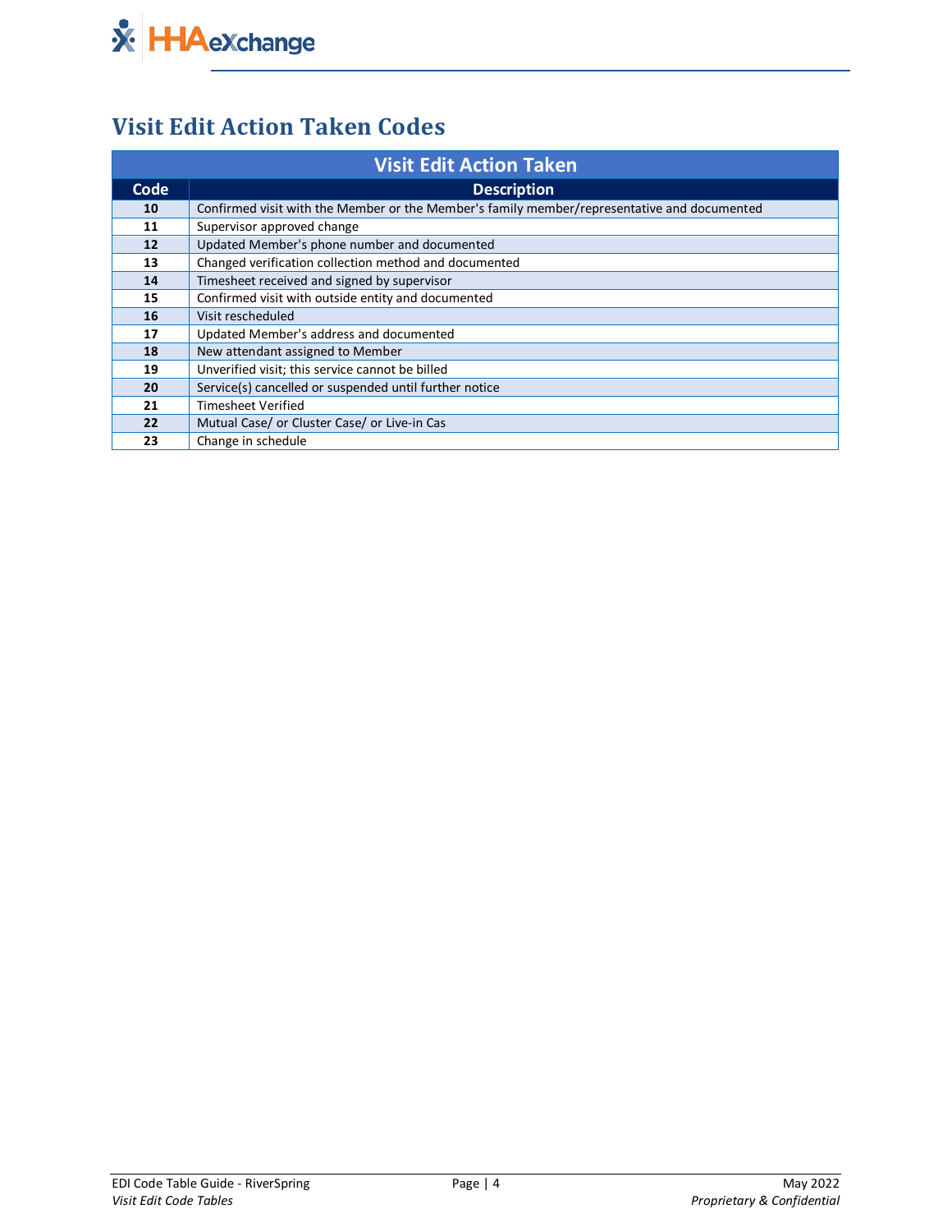# Visit Edit Action Taken Codes

| Visit Edit Action Taken | |
|---|---|
| **Code** | **Description** |
| **10** | Confirmed visit with the Member or the Member's family member/representative and documented |
| **11** | Supervisor approved change |
| **12** | Updated Member's phone number and documented |
| **13** | Changed verification collection method and documented |
| **14** | Timesheet received and signed by supervisor |
| **15** | Confirmed visit with outside entity and documented |
| **16** | Visit rescheduled |
| **17** | Updated Member's address and documented |
| **18** | New attendant assigned to Member |
| **19** | Unverified visit; this service cannot be billed |
| **20** | Service(s) cancelled or suspended until further notice |
| **21** | Timesheet Verified |
| **22** | Mutual Case/ or Cluster Case/ or Live-in Cas |
| **23** | Change in schedule |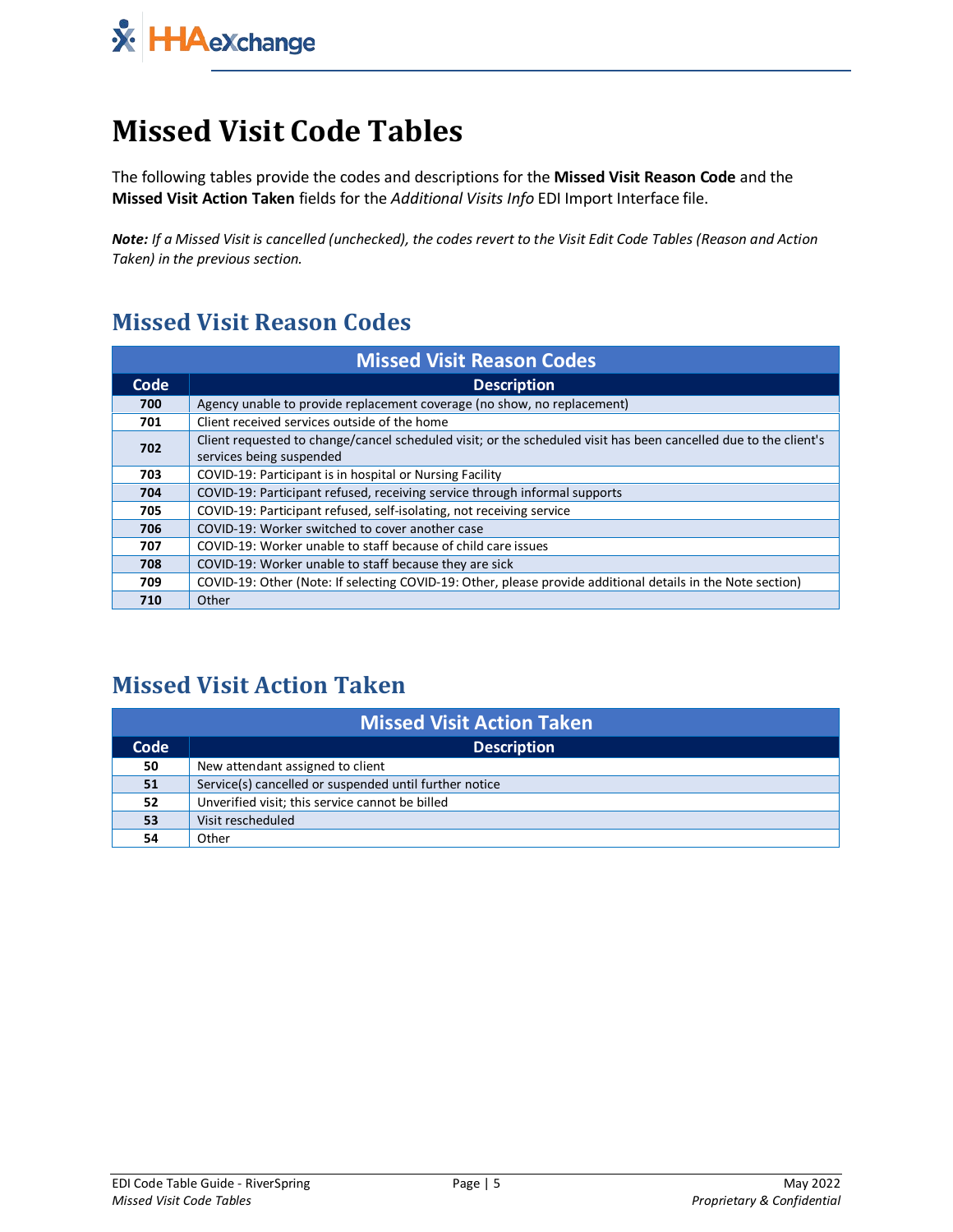# Missed Visit Code Tables

The following tables provide the codes and descriptions for the **Missed Visit Reason Code** and the **Missed Visit Action Taken** fields for the *Additional Visits Info* EDI Import Interface file.

***Note:*** *If a Missed Visit is cancelled (unchecked), the codes revert to the Visit Edit Code Tables (Reason and Action Taken) in the previous section.*

## Missed Visit Reason Codes

| Missed Visit Reason Codes | |
|---|---|
| **Code** | **Description** |
| **700** | Agency unable to provide replacement coverage (no show, no replacement) |
| **701** | Client received services outside of the home |
| **702** | Client requested to change/cancel scheduled visit; or the scheduled visit has been cancelled due to the client's services being suspended |
| **703** | COVID-19: Participant is in hospital or Nursing Facility |
| **704** | COVID-19: Participant refused, receiving service through informal supports |
| **705** | COVID-19: Participant refused, self-isolating, not receiving service |
| **706** | COVID-19: Worker switched to cover another case |
| **707** | COVID-19: Worker unable to staff because of child care issues |
| **708** | COVID-19: Worker unable to staff because they are sick |
| **709** | COVID-19: Other (Note: If selecting COVID-19: Other, please provide additional details in the Note section) |
| **710** | Other |

## Missed Visit Action Taken

| Missed Visit Action Taken | |
|---|---|
| **Code** | **Description** |
| **50** | New attendant assigned to client |
| **51** | Service(s) cancelled or suspended until further notice |
| **52** | Unverified visit; this service cannot be billed |
| **53** | Visit rescheduled |
| **54** | Other |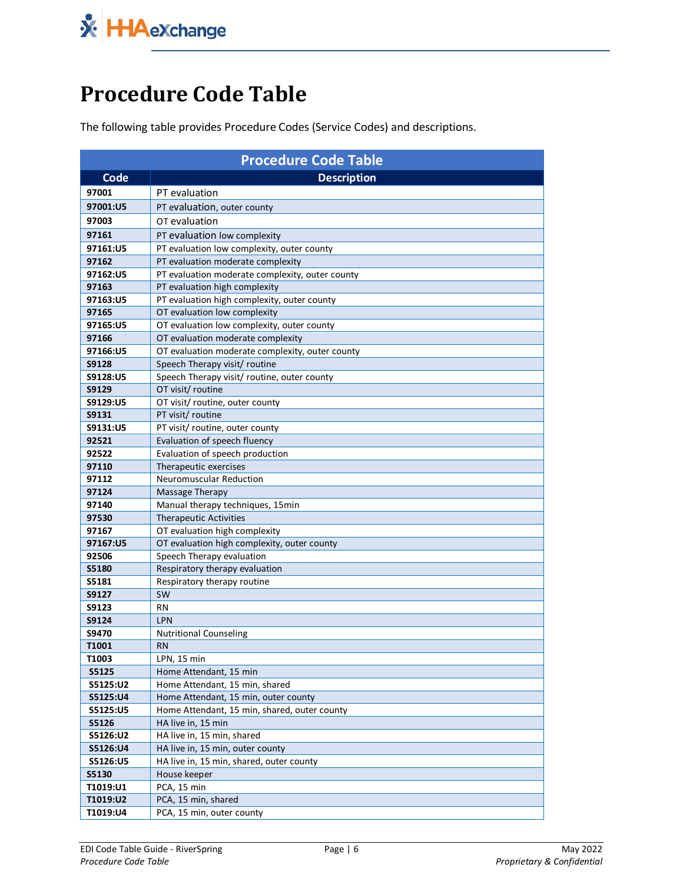# Procedure Code Table

The following table provides Procedure Codes (Service Codes) and descriptions.

| Procedure Code Table | |
|---|---|
| **Code** | **Description** |
| **97001** | PT evaluation |
| **97001:U5** | PT evaluation, outer county |
| **97003** | OT evaluation |
| **97161** | PT evaluation low complexity |
| **97161:U5** | PT evaluation low complexity, outer county |
| **97162** | PT evaluation moderate complexity |
| **97162:U5** | PT evaluation moderate complexity, outer county |
| **97163** | PT evaluation high complexity |
| **97163:U5** | PT evaluation high complexity, outer county |
| **97165** | OT evaluation low complexity |
| **97165:U5** | OT evaluation low complexity, outer county |
| **97166** | OT evaluation moderate complexity |
| **97166:U5** | OT evaluation moderate complexity, outer county |
| **S9128** | Speech Therapy visit/ routine |
| **S9128:U5** | Speech Therapy visit/ routine, outer county |
| **S9129** | OT visit/ routine |
| **S9129:U5** | OT visit/ routine, outer county |
| **S9131** | PT visit/ routine |
| **S9131:U5** | PT visit/ routine, outer county |
| **92521** | Evaluation of speech fluency |
| **92522** | Evaluation of speech production |
| **97110** | Therapeutic exercises |
| **97112** | Neuromuscular Reduction |
| **97124** | Massage Therapy |
| **97140** | Manual therapy techniques, 15min |
| **97530** | Therapeutic Activities |
| **97167** | OT evaluation high complexity |
| **97167:U5** | OT evaluation high complexity, outer county |
| **92506** | Speech Therapy evaluation |
| **S5180** | Respiratory therapy evaluation |
| **S5181** | Respiratory therapy routine |
| **S9127** | SW |
| **S9123** | RN |
| **S9124** | LPN |
| **S9470** | Nutritional Counseling |
| **T1001** | RN |
| **T1003** | LPN, 15 min |
| **S5125** | Home Attendant, 15 min |
| **S5125:U2** | Home Attendant, 15 min, shared |
| **S5125:U4** | Home Attendant, 15 min, outer county |
| **S5125:U5** | Home Attendant, 15 min, shared, outer county |
| **S5126** | HA live in, 15 min |
| **S5126:U2** | HA live in, 15 min, shared |
| **S5126:U4** | HA live in, 15 min, outer county |
| **S5126:U5** | HA live in, 15 min, shared, outer county |
| **S5130** | House keeper |
| **T1019:U1** | PCA, 15 min |
| **T1019:U2** | PCA, 15 min, shared |
| **T1019:U4** | PCA, 15 min, outer county |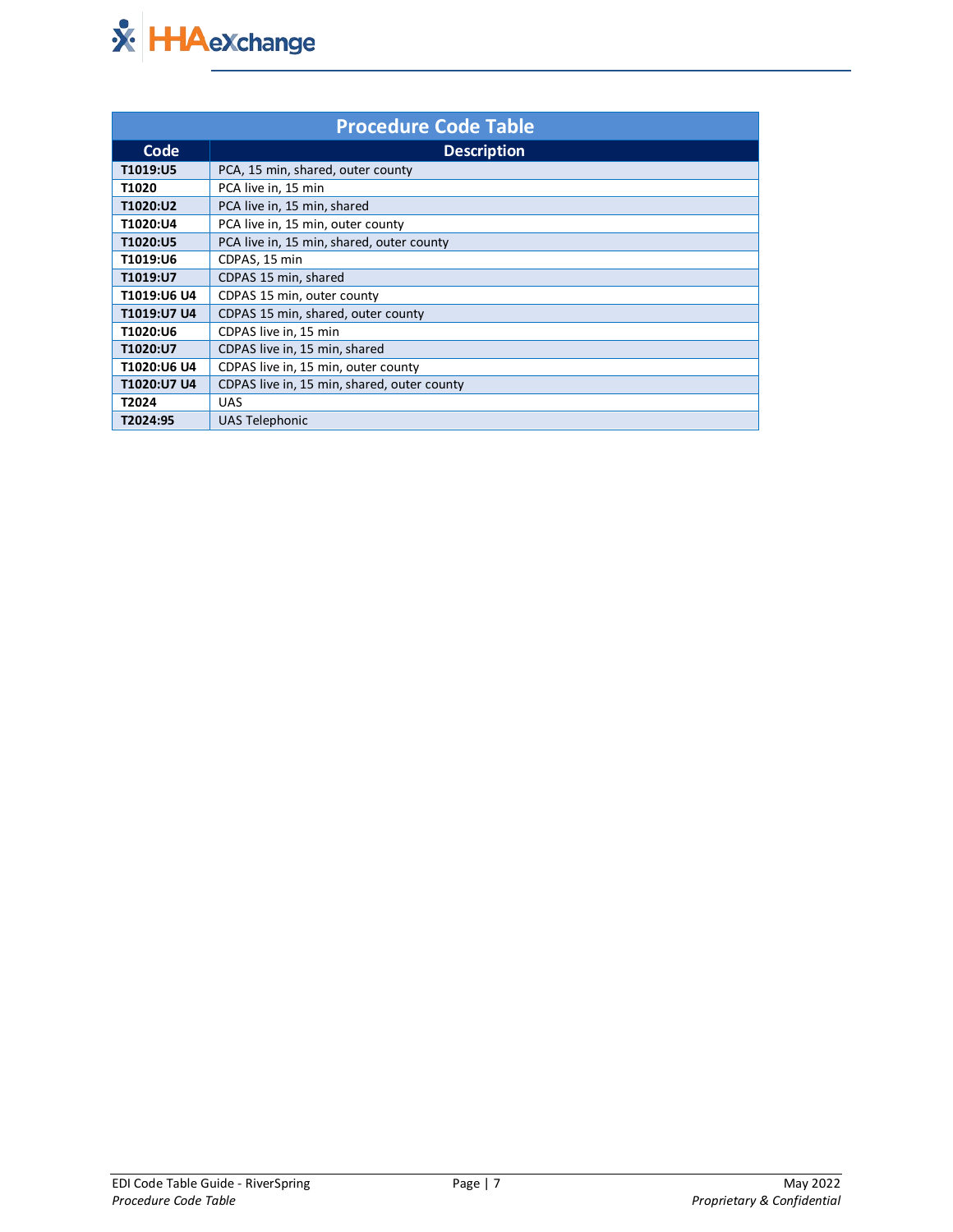| Procedure Code Table | |
|---|---|
| **Code** | **Description** |
| **T1019:U5** | PCA, 15 min, shared, outer county |
| **T1020** | PCA live in, 15 min |
| **T1020:U2** | PCA live in, 15 min, shared |
| **T1020:U4** | PCA live in, 15 min, outer county |
| **T1020:U5** | PCA live in, 15 min, shared, outer county |
| **T1019:U6** | CDPAS, 15 min |
| **T1019:U7** | CDPAS 15 min, shared |
| **T1019:U6 U4** | CDPAS 15 min, outer county |
| **T1019:U7 U4** | CDPAS 15 min, shared, outer county |
| **T1020:U6** | CDPAS live in, 15 min |
| **T1020:U7** | CDPAS live in, 15 min, shared |
| **T1020:U6 U4** | CDPAS live in, 15 min, outer county |
| **T1020:U7 U4** | CDPAS live in, 15 min, shared, outer county |
| **T2024** | UAS |
| **T2024:95** | UAS Telephonic |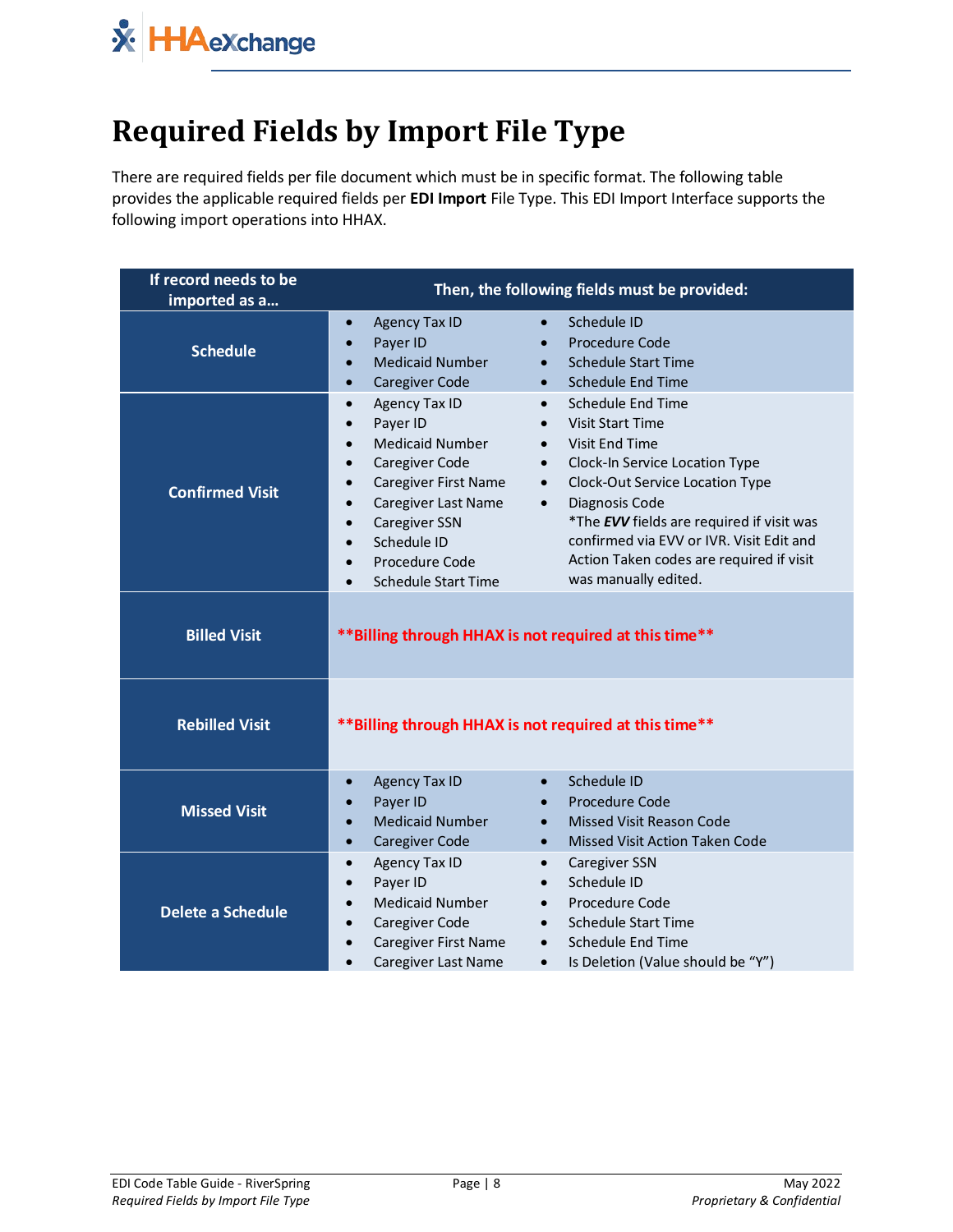# Required Fields by Import File Type

There are required fields per file document which must be in specific format. The following table provides the applicable required fields per **EDI Import** File Type. This EDI Import Interface supports the following import operations into HHAX.

| If record needs to be imported as a… | Then, the following fields must be provided: | |
|---|---|---|
| **Schedule** | • Agency Tax ID<br>• Payer ID<br>• Medicaid Number<br>• Caregiver Code | • Schedule ID<br>• Procedure Code<br>• Schedule Start Time<br>• Schedule End Time |
| **Confirmed Visit** | • Agency Tax ID<br>• Payer ID<br>• Medicaid Number<br>• Caregiver Code<br>• Caregiver First Name<br>• Caregiver Last Name<br>• Caregiver SSN<br>• Schedule ID<br>• Procedure Code<br>• Schedule Start Time | • Schedule End Time<br>• Visit Start Time<br>• Visit End Time<br>• Clock-In Service Location Type<br>• Clock-Out Service Location Type<br>• Diagnosis Code<br>*The ***EVV*** fields are required if visit was confirmed via EVV or IVR. Visit Edit and Action Taken codes are required if visit was manually edited. |
| **Billed Visit** | **\*\*Billing through HHAX is not required at this time\*\*** | |
| **Rebilled Visit** | **\*\*Billing through HHAX is not required at this time\*\*** | |
| **Missed Visit** | • Agency Tax ID<br>• Payer ID<br>• Medicaid Number<br>• Caregiver Code | • Schedule ID<br>• Procedure Code<br>• Missed Visit Reason Code<br>• Missed Visit Action Taken Code |
| **Delete a Schedule** | • Agency Tax ID<br>• Payer ID<br>• Medicaid Number<br>• Caregiver Code<br>• Caregiver First Name<br>• Caregiver Last Name | • Caregiver SSN<br>• Schedule ID<br>• Procedure Code<br>• Schedule Start Time<br>• Schedule End Time<br>• Is Deletion (Value should be "Y") |